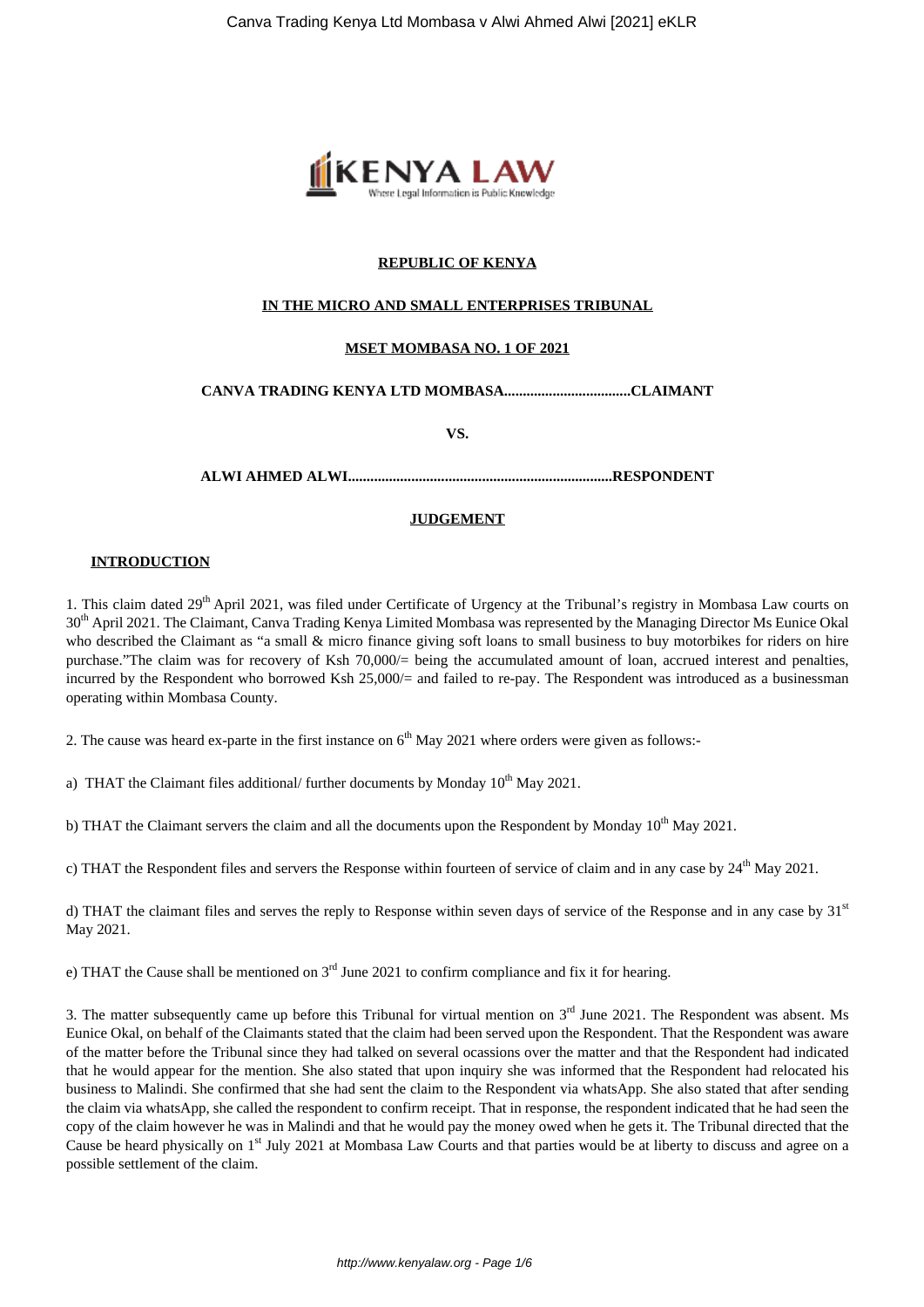**REPUBLIC OF KENYA**

**IN THE MICRO AND SMALL ENTERPRISES TRIBUNAL**

**MSET MOMBASA NO. 1 OF 2021**

**CANVA TRADING KENYA LTD MOMBASA..................................CLAIMANT**

**VS.**

**ALWI AHMED ALWI.......................................................................RESPONDENT**

**JUDGEMENT**

**INTRODUCTION**

1. This claim dated 29th April 2021, was filed under Certificate of Urgency at the Tribunal's registry in Mombasa Law courts on 30th April 2021. The Claimant, Canva Trading Kenya Limited Mombasa was represented by the Managing Director Ms Eunice Okal who described the Claimant as "a small & micro finance giving soft loans to small business to buy motorbikes for riders on hire purchase."The claim was for recovery of Ksh 70,000/= being the accumulated amount of loan, accrued interest and penalties, incurred by the Respondent who borrowed Ksh 25,000/= and failed to re-pay. The Respondent was introduced as a businessman operating within Mombasa County.

2. The cause was heard ex-parte in the first instance on 6th May 2021 where orders were given as follows:-

a) THAT the Claimant files additional/ further documents by Monday 10th May 2021.

b) THAT the Claimant servers the claim and all the documents upon the Respondent by Monday 10th May 2021.

c) THAT the Respondent files and servers the Response within fourteen of service of claim and in any case by 24th May 2021.

d) THAT the claimant files and serves the reply to Response within seven days of service of the Response and in any case by 31st May 2021.

e) THAT the Cause shall be mentioned on 3rd June 2021 to confirm compliance and fix it for hearing.

3. The matter subsequently came up before this Tribunal for virtual mention on 3rd June 2021. The Respondent was absent. Ms Eunice Okal, on behalf of the Claimants stated that the claim had been served upon the Respondent. That the Respondent was aware of the matter before the Tribunal since they had talked on several ocassions over the matter and that the Respondent had indicated that he would appear for the mention. She also stated that upon inquiry she was informed that the Respondent had relocated his business to Malindi. She confirmed that she had sent the claim to the Respondent via whatsApp. She also stated that after sending the claim via whatsApp, she called the respondent to confirm receipt. That in response, the respondent indicated that he had seen the copy of the claim however he was in Malindi and that he would pay the money owed when he gets it. The Tribunal directed that the Cause be heard physically on 1st July 2021 at Mombasa Law Courts and that parties would be at liberty to discuss and agree on a possible settlement of the claim.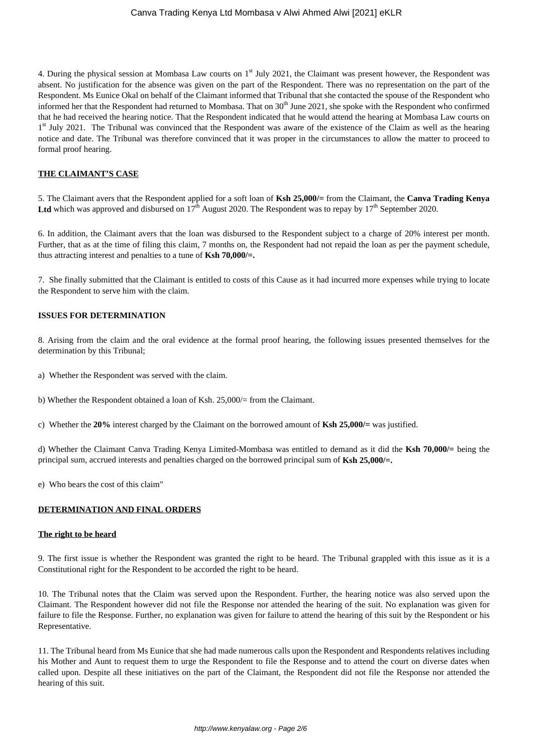4. During the physical session at Mombasa Law courts on 1st July 2021, the Claimant was present however, the Respondent was absent. No justification for the absence was given on the part of the Respondent. There was no representation on the part of the Respondent. Ms Eunice Okal on behalf of the Claimant informed that Tribunal that she contacted the spouse of the Respondent who informed her that the Respondent had returned to Mombasa. That on 30th June 2021, she spoke with the Respondent who confirmed that he had received the hearing notice. That the Respondent indicated that he would attend the hearing at Mombasa Law courts on 1st July 2021. The Tribunal was convinced that the Respondent was aware of the existence of the Claim as well as the hearing notice and date. The Tribunal was therefore convinced that it was proper in the circumstances to allow the matter to proceed to formal proof hearing.

**THE CLAIMANT'S CASE**

5. The Claimant avers that the Respondent applied for a soft loan of **Ksh 25,000/=** from the Claimant, the **Canva Trading Kenya Ltd** which was approved and disbursed on 17th August 2020. The Respondent was to repay by 17th September 2020.

6. In addition, the Claimant avers that the loan was disbursed to the Respondent subject to a charge of 20% interest per month. Further, that as at the time of filing this claim, 7 months on, the Respondent had not repaid the loan as per the payment schedule, thus attracting interest and penalties to a tune of **Ksh 70,000/=.**

7. She finally submitted that the Claimant is entitled to costs of this Cause as it had incurred more expenses while trying to locate the Respondent to serve him with the claim.

**ISSUES FOR DETERMINATION**

8. Arising from the claim and the oral evidence at the formal proof hearing, the following issues presented themselves for the determination by this Tribunal;

a) Whether the Respondent was served with the claim.

b) Whether the Respondent obtained a loan of Ksh. 25,000/= from the Claimant.

c) Whether the **20%** interest charged by the Claimant on the borrowed amount of **Ksh 25,000/=** was justified.

d) Whether the Claimant Canva Trading Kenya Limited-Mombasa was entitled to demand as it did the **Ksh 70,000/=** being the principal sum, accrued interests and penalties charged on the borrowed principal sum of **Ksh 25,000/=.**

e) Who bears the cost of this claim"

**DETERMINATION AND FINAL ORDERS**

**The right to be heard**

9. The first issue is whether the Respondent was granted the right to be heard. The Tribunal grappled with this issue as it is a Constitutional right for the Respondent to be accorded the right to be heard.

10. The Tribunal notes that the Claim was served upon the Respondent. Further, the hearing notice was also served upon the Claimant. The Respondent however did not file the Response nor attended the hearing of the suit. No explanation was given for failure to file the Response. Further, no explanation was given for failure to attend the hearing of this suit by the Respondent or his Representative.

11. The Tribunal heard from Ms Eunice that she had made numerous calls upon the Respondent and Respondents relatives including his Mother and Aunt to request them to urge the Respondent to file the Response and to attend the court on diverse dates when called upon. Despite all these initiatives on the part of the Claimant, the Respondent did not file the Response nor attended the hearing of this suit.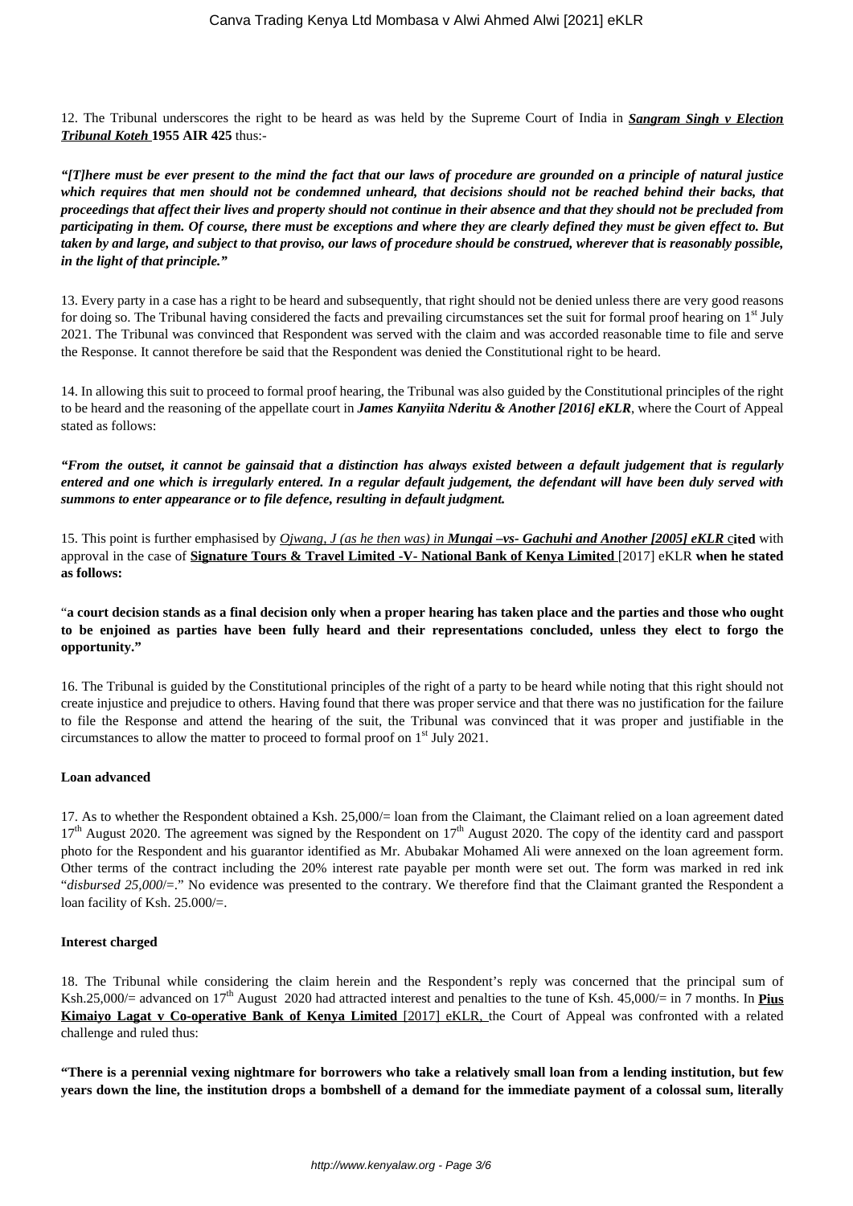12. The Tribunal underscores the right to be heard as was held by the Supreme Court of India in ***Sangram Singh v Election Tribunal Koteh*** **1955 AIR 425** thus:-

***"[T]here must be ever present to the mind the fact that our laws of procedure are grounded on a principle of natural justice which requires that men should not be condemned unheard, that decisions should not be reached behind their backs, that proceedings that affect their lives and property should not continue in their absence and that they should not be precluded from participating in them. Of course, there must be exceptions and where they are clearly defined they must be given effect to. But taken by and large, and subject to that proviso, our laws of procedure should be construed, wherever that is reasonably possible, in the light of that principle."***

13. Every party in a case has a right to be heard and subsequently, that right should not be denied unless there are very good reasons for doing so. The Tribunal having considered the facts and prevailing circumstances set the suit for formal proof hearing on 1st July 2021. The Tribunal was convinced that Respondent was served with the claim and was accorded reasonable time to file and serve the Response. It cannot therefore be said that the Respondent was denied the Constitutional right to be heard.

14. In allowing this suit to proceed to formal proof hearing, the Tribunal was also guided by the Constitutional principles of the right to be heard and the reasoning of the appellate court in ***James Kanyiita Nderitu & Another [2016] eKLR***, where the Court of Appeal stated as follows:

***"From the outset, it cannot be gainsaid that a distinction has always existed between a default judgement that is regularly entered and one which is irregularly entered. In a regular default judgement, the defendant will have been duly served with summons to enter appearance or to file defence, resulting in default judgment.***

15. This point is further emphasised by *Ojwang, J (as he then was) in* ***Mungai –vs- Gachuhi and Another [2005] eKLR*** **cited** with approval in the case of **Signature Tours & Travel Limited -V- National Bank of Kenya Limited** [2017] eKLR **when he stated as follows:**

"**a court decision stands as a final decision only when a proper hearing has taken place and the parties and those who ought to be enjoined as parties have been fully heard and their representations concluded, unless they elect to forgo the opportunity."**

16. The Tribunal is guided by the Constitutional principles of the right of a party to be heard while noting that this right should not create injustice and prejudice to others. Having found that there was proper service and that there was no justification for the failure to file the Response and attend the hearing of the suit, the Tribunal was convinced that it was proper and justifiable in the circumstances to allow the matter to proceed to formal proof on 1st July 2021.

**Loan advanced**

17. As to whether the Respondent obtained a Ksh. 25,000/= loan from the Claimant, the Claimant relied on a loan agreement dated 17th August 2020. The agreement was signed by the Respondent on 17th August 2020. The copy of the identity card and passport photo for the Respondent and his guarantor identified as Mr. Abubakar Mohamed Ali were annexed on the loan agreement form. Other terms of the contract including the 20% interest rate payable per month were set out. The form was marked in red ink "*disbursed 25,000*/=." No evidence was presented to the contrary. We therefore find that the Claimant granted the Respondent a loan facility of Ksh. 25.000/=.

**Interest charged**

18. The Tribunal while considering the claim herein and the Respondent's reply was concerned that the principal sum of Ksh.25,000/= advanced on 17th August 2020 had attracted interest and penalties to the tune of Ksh. 45,000/= in 7 months. In **Pius Kimaiyo Lagat v Co-operative Bank of Kenya Limited** [2017] eKLR, the Court of Appeal was confronted with a related challenge and ruled thus:

**"There is a perennial vexing nightmare for borrowers who take a relatively small loan from a lending institution, but few years down the line, the institution drops a bombshell of a demand for the immediate payment of a colossal sum, literally**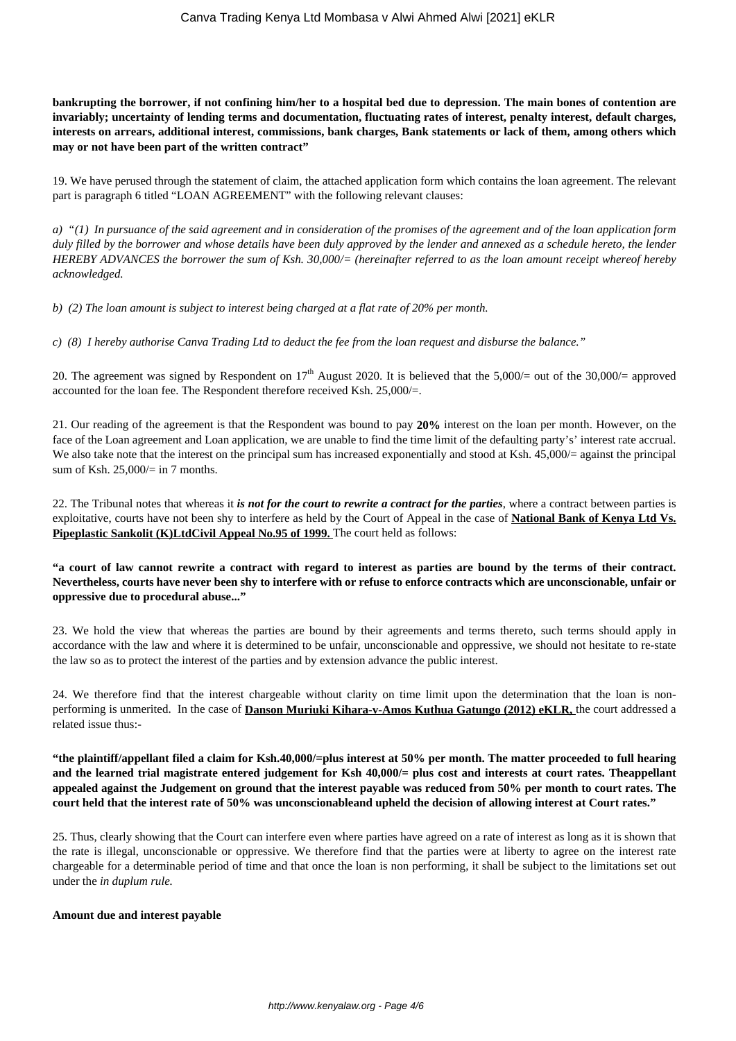**bankrupting the borrower, if not confining him/her to a hospital bed due to depression. The main bones of contention are invariably; uncertainty of lending terms and documentation, fluctuating rates of interest, penalty interest, default charges, interests on arrears, additional interest, commissions, bank charges, Bank statements or lack of them, among others which may or not have been part of the written contract"**

19. We have perused through the statement of claim, the attached application form which contains the loan agreement. The relevant part is paragraph 6 titled "LOAN AGREEMENT" with the following relevant clauses:

a) *"(1) In pursuance of the said agreement and in consideration of the promises of the agreement and of the loan application form duly filled by the borrower and whose details have been duly approved by the lender and annexed as a schedule hereto, the lender HEREBY ADVANCES the borrower the sum of Ksh. 30,000/= (hereinafter referred to as the loan amount receipt whereof hereby acknowledged.*

b) *(2) The loan amount is subject to interest being charged at a flat rate of 20% per month.*

c) *(8) I hereby authorise Canva Trading Ltd to deduct the fee from the loan request and disburse the balance."*

20. The agreement was signed by Respondent on 17th August 2020. It is believed that the 5,000/= out of the 30,000/= approved accounted for the loan fee. The Respondent therefore received Ksh. 25,000/=.

21. Our reading of the agreement is that the Respondent was bound to pay **20%** interest on the loan per month. However, on the face of the Loan agreement and Loan application, we are unable to find the time limit of the defaulting party's' interest rate accrual. We also take note that the interest on the principal sum has increased exponentially and stood at Ksh. 45,000/= against the principal sum of Ksh. 25,000/= in 7 months.

22. The Tribunal notes that whereas it ***is not for the court to rewrite a contract for the parties***, where a contract between parties is exploitative, courts have not been shy to interfere as held by the Court of Appeal in the case of **National Bank of Kenya Ltd Vs. Pipeplastic Sankolit (K)LtdCivil Appeal No.95 of 1999.** The court held as follows:

**"a court of law cannot rewrite a contract with regard to interest as parties are bound by the terms of their contract. Nevertheless, courts have never been shy to interfere with or refuse to enforce contracts which are unconscionable, unfair or oppressive due to procedural abuse..."**

23. We hold the view that whereas the parties are bound by their agreements and terms thereto, such terms should apply in accordance with the law and where it is determined to be unfair, unconscionable and oppressive, we should not hesitate to re-state the law so as to protect the interest of the parties and by extension advance the public interest.

24. We therefore find that the interest chargeable without clarity on time limit upon the determination that the loan is non-performing is unmerited. In the case of **Danson Muriuki Kihara-v-Amos Kuthua Gatungo (2012) eKLR,** the court addressed a related issue thus:-

**"the plaintiff/appellant filed a claim for Ksh.40,000/=plus interest at 50% per month. The matter proceeded to full hearing and the learned trial magistrate entered judgement for Ksh 40,000/= plus cost and interests at court rates. Theappellant appealed against the Judgement on ground that the interest payable was reduced from 50% per month to court rates. The court held that the interest rate of 50% was unconscionableand upheld the decision of allowing interest at Court rates."**

25. Thus, clearly showing that the Court can interfere even where parties have agreed on a rate of interest as long as it is shown that the rate is illegal, unconscionable or oppressive. We therefore find that the parties were at liberty to agree on the interest rate chargeable for a determinable period of time and that once the loan is non performing, it shall be subject to the limitations set out under the *in duplum rule.*

**Amount due and interest payable**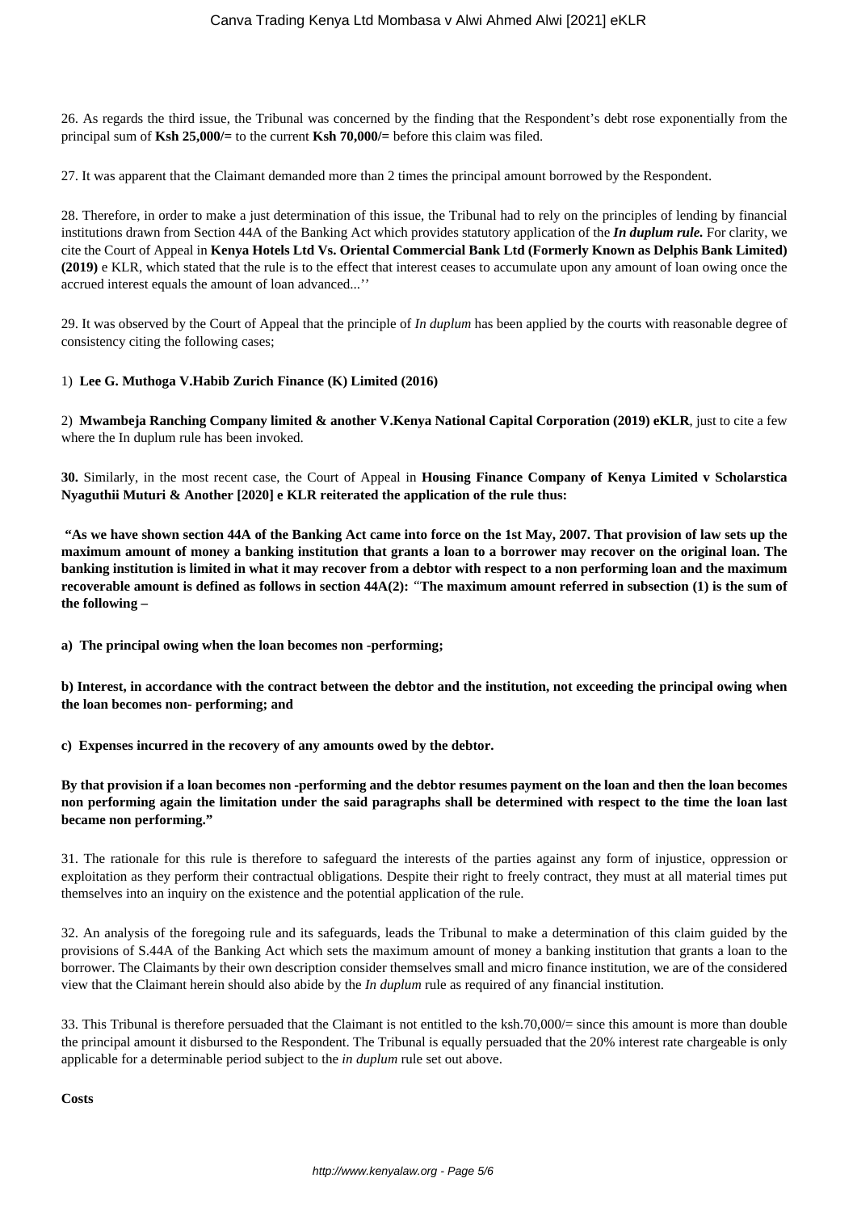26. As regards the third issue, the Tribunal was concerned by the finding that the Respondent's debt rose exponentially from the principal sum of **Ksh 25,000/=** to the current **Ksh 70,000/=** before this claim was filed.

27. It was apparent that the Claimant demanded more than 2 times the principal amount borrowed by the Respondent.

28. Therefore, in order to make a just determination of this issue, the Tribunal had to rely on the principles of lending by financial institutions drawn from Section 44A of the Banking Act which provides statutory application of the ***In duplum rule.*** For clarity, we cite the Court of Appeal in **Kenya Hotels Ltd Vs. Oriental Commercial Bank Ltd (Formerly Known as Delphis Bank Limited) (2019)** e KLR, which stated that the rule is to the effect that interest ceases to accumulate upon any amount of loan owing once the accrued interest equals the amount of loan advanced...''

29. It was observed by the Court of Appeal that the principle of *In duplum* has been applied by the courts with reasonable degree of consistency citing the following cases;

1) **Lee G. Muthoga V.Habib Zurich Finance (K) Limited (2016)**

2) **Mwambeja Ranching Company limited & another V.Kenya National Capital Corporation (2019) eKLR**, just to cite a few where the In duplum rule has been invoked.

**30.** Similarly, in the most recent case, the Court of Appeal in **Housing Finance Company of Kenya Limited v Scholarstica Nyaguthii Muturi & Another [2020] e KLR reiterated the application of the rule thus:**

**"As we have shown section 44A of the Banking Act came into force on the 1st May, 2007. That provision of law sets up the maximum amount of money a banking institution that grants a loan to a borrower may recover on the original loan. The banking institution is limited in what it may recover from a debtor with respect to a non performing loan and the maximum recoverable amount is defined as follows in section 44A(2):** "**The maximum amount referred in subsection (1) is the sum of the following –**

**a) The principal owing when the loan becomes non -performing;**

**b) Interest, in accordance with the contract between the debtor and the institution, not exceeding the principal owing when the loan becomes non- performing; and**

**c) Expenses incurred in the recovery of any amounts owed by the debtor.**

**By that provision if a loan becomes non -performing and the debtor resumes payment on the loan and then the loan becomes non performing again the limitation under the said paragraphs shall be determined with respect to the time the loan last became non performing."**

31. The rationale for this rule is therefore to safeguard the interests of the parties against any form of injustice, oppression or exploitation as they perform their contractual obligations. Despite their right to freely contract, they must at all material times put themselves into an inquiry on the existence and the potential application of the rule.

32. An analysis of the foregoing rule and its safeguards, leads the Tribunal to make a determination of this claim guided by the provisions of S.44A of the Banking Act which sets the maximum amount of money a banking institution that grants a loan to the borrower. The Claimants by their own description consider themselves small and micro finance institution, we are of the considered view that the Claimant herein should also abide by the *In duplum* rule as required of any financial institution.

33. This Tribunal is therefore persuaded that the Claimant is not entitled to the ksh.70,000/= since this amount is more than double the principal amount it disbursed to the Respondent. The Tribunal is equally persuaded that the 20% interest rate chargeable is only applicable for a determinable period subject to the *in duplum* rule set out above.

**Costs**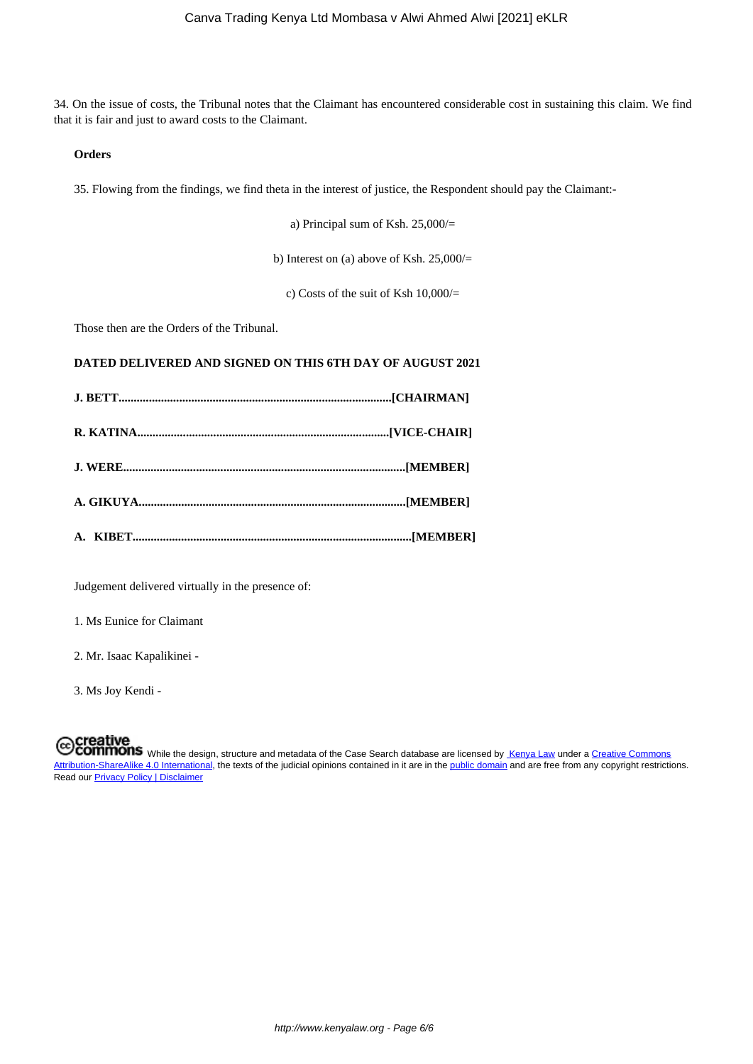34. On the issue of costs, the Tribunal notes that the Claimant has encountered considerable cost in sustaining this claim. We find that it is fair and just to award costs to the Claimant.

**Orders**

35. Flowing from the findings, we find theta in the interest of justice, the Respondent should pay the Claimant:-

a) Principal sum of Ksh. 25,000/=

b) Interest on (a) above of Ksh. 25,000/=

c) Costs of the suit of Ksh 10,000/=

Those then are the Orders of the Tribunal.

**DATED DELIVERED AND SIGNED ON THIS 6TH DAY OF AUGUST 2021**

**J. BETT..........................................................................................[CHAIRMAN]**

**R. KATINA...................................................................................[VICE-CHAIR]**

**J. WERE.............................................................................................[MEMBER]**

**A. GIKUYA........................................................................................[MEMBER]**

**A. KIBET............................................................................................[MEMBER]**

Judgement delivered virtually in the presence of:

1. Ms Eunice for Claimant

2. Mr. Isaac Kapalikinei -

3. Ms Joy Kendi -

While the design, structure and metadata of the Case Search database are licensed by Kenya Law under a Creative Commons Attribution-ShareAlike 4.0 International, the texts of the judicial opinions contained in it are in the public domain and are free from any copyright restrictions. Read our Privacy Policy | Disclaimer